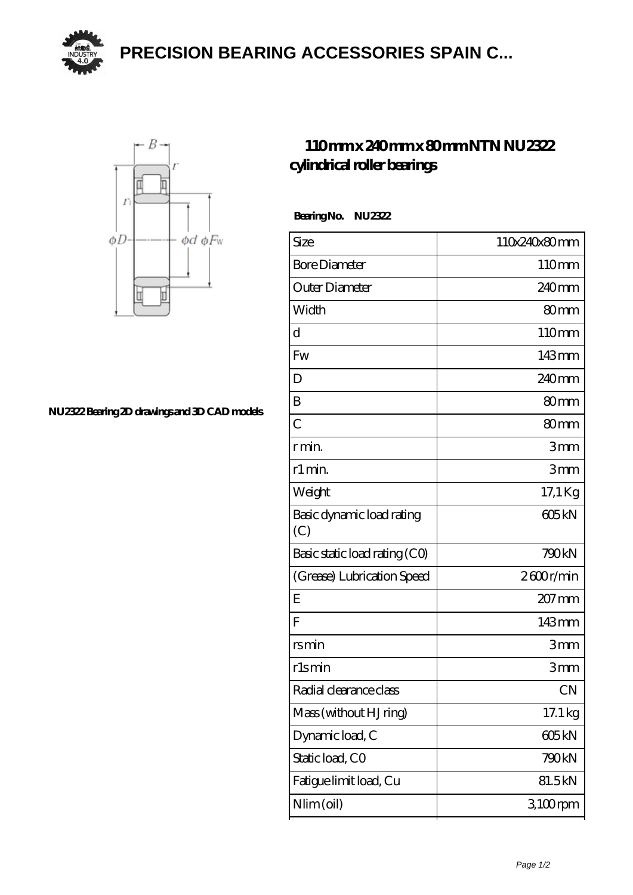# PRECISION BEARING ACCESSORIES SPAIN C...

## 110 mm x 240 mm x 80 mm NTN NU2322 cylindrical roller bearings

NU2322 Bearing 2D drawings and 3D CAD models

**Bearing No. NU2322**

| Size | 110x240x80 mm |
|---|---|
| Bore Diameter | 110 mm |
| Outer Diameter | 240 mm |
| Width | 80 mm |
| d | 110 mm |
| Fw | 143 mm |
| D | 240 mm |
| B | 80 mm |
| C | 80 mm |
| r min. | 3 mm |
| r1 min. | 3 mm |
| Weight | 17,1 Kg |
| Basic dynamic load rating (C) | 605 kN |
| Basic static load rating (C0) | 790 kN |
| (Grease) Lubrication Speed | 2600 r/min |
| E | 207 mm |
| F | 143 mm |
| rs min | 3 mm |
| r1s min | 3 mm |
| Radial clearance class | CN |
| Mass (without HJ ring) | 17.1 kg |
| Dynamic load, C | 605 kN |
| Static load, C0 | 790 kN |
| Fatigue limit load, Cu | 81.5 kN |
| Nlim (oil) | 3,100 rpm |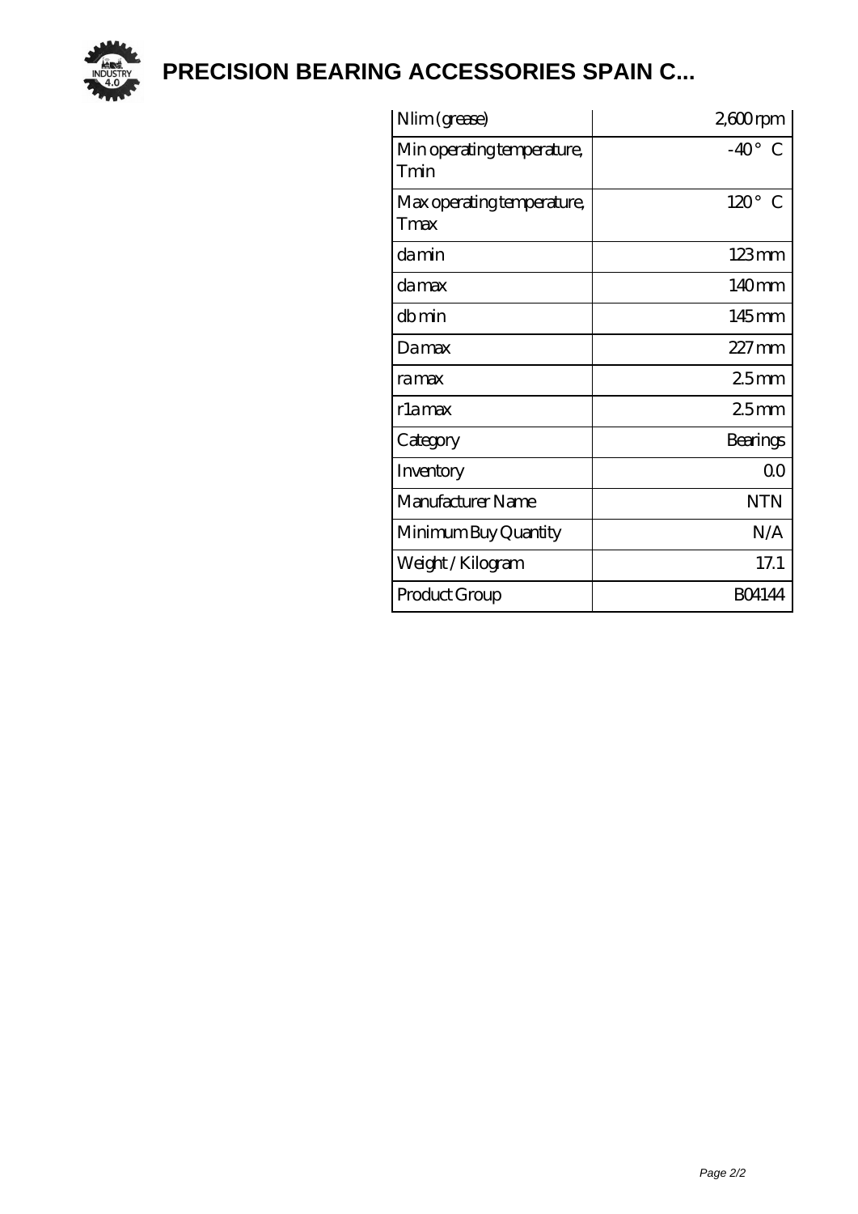# PRECISION BEARING ACCESSORIES SPAIN C...

| | |
|---|---|
| Nlim (grease) | 2,600 rpm |
| Min operating temperature, Tmin | -40 ° C |
| Max operating temperature, Tmax | 120 ° C |
| da min | 123 mm |
| da max | 140 mm |
| db min | 145 mm |
| Da max | 227 mm |
| ra max | 2.5 mm |
| r1a max | 2.5 mm |
| Category | Bearings |
| Inventory | 0.0 |
| Manufacturer Name | NTN |
| Minimum Buy Quantity | N/A |
| Weight / Kilogram | 17.1 |
| Product Group | B04144 |